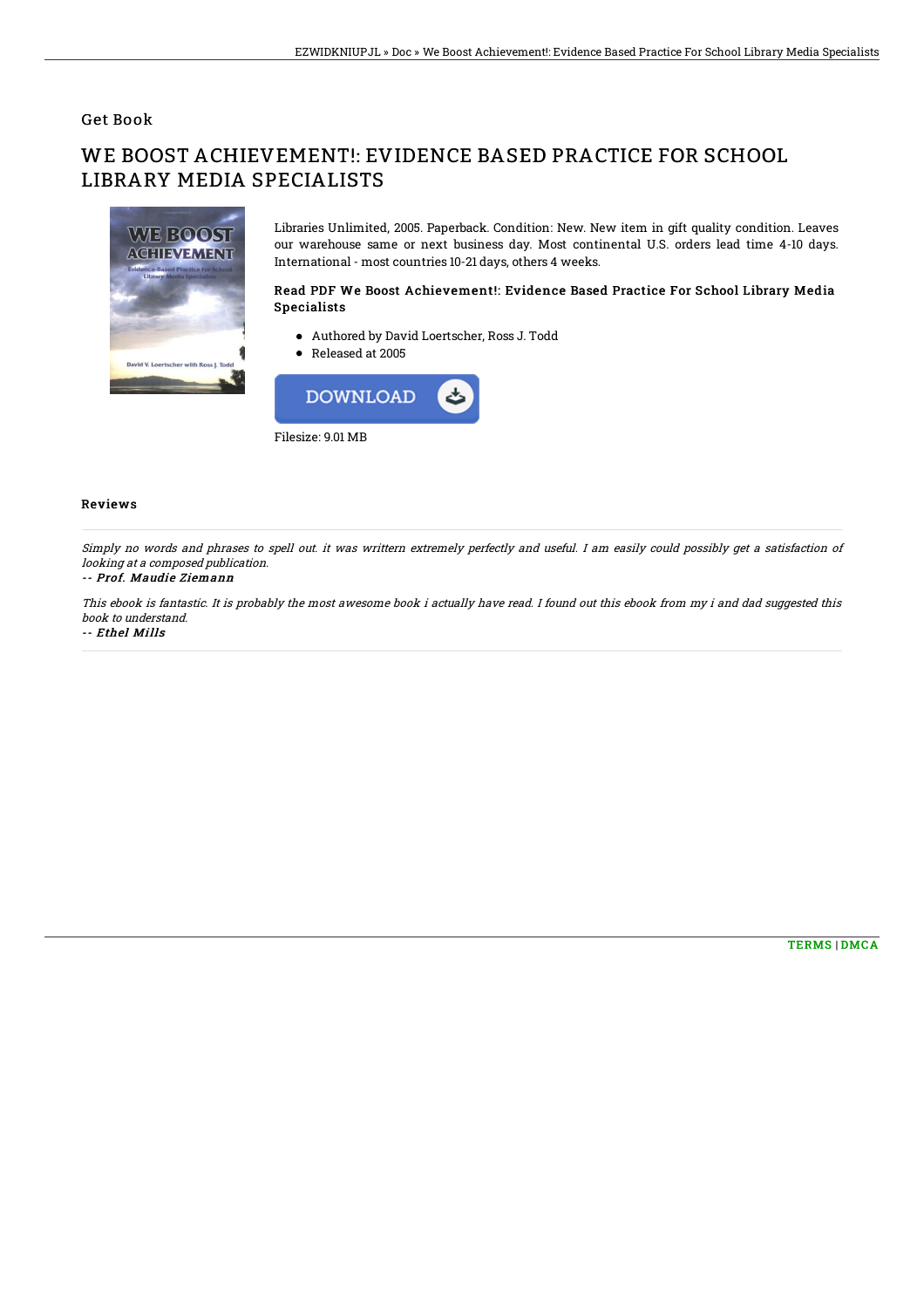Get Book

# WE BOOST ACHIEVEMENT!: EVIDENCE BASED PRACTICE FOR SCHOOL LIBRARY MEDIA SPECIALISTS

Libraries Unlimited, 2005. Paperback. Condition: New. New item in gift quality condition. Leaves our warehouse same or next business day. Most continental U.S. orders lead time 4-10 days. International - most countries 10-21 days, others 4 weeks.

### Read PDF We Boost Achievement!: Evidence Based Practice For School Library Media Specialists

- Authored by David Loertscher, Ross J. Todd
- Released at 2005

Filesize: 9.01 MB

## Reviews

*Simply no words and phrases to spell out. it was writtern extremely perfectly and useful. I am easily could possibly get a satisfaction of looking at a composed publication.*

-- *Prof. Maudie Ziemann*

*This ebook is fantastic. It is probably the most awesome book i actually have read. I found out this ebook from my i and dad suggested this book to understand.*

-- *Ethel Mills*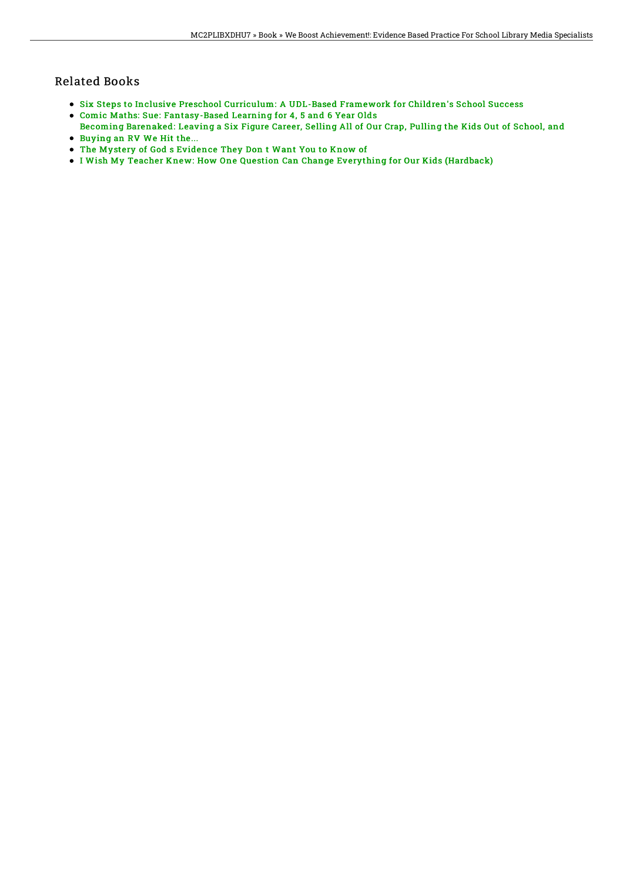## Related Books

- Six Steps to Inclusive Preschool Curriculum: A UDL-Based Framework for Children's School Success
- Comic Maths: Sue: Fantasy-Based Learning for 4, 5 and 6 Year Olds
- Becoming Barenaked: Leaving a Six Figure Career, Selling All of Our Crap, Pulling the Kids Out of School, and Buying an RV We Hit the...
- The Mystery of God s Evidence They Don t Want You to Know of
- I Wish My Teacher Knew: How One Question Can Change Everything for Our Kids (Hardback)